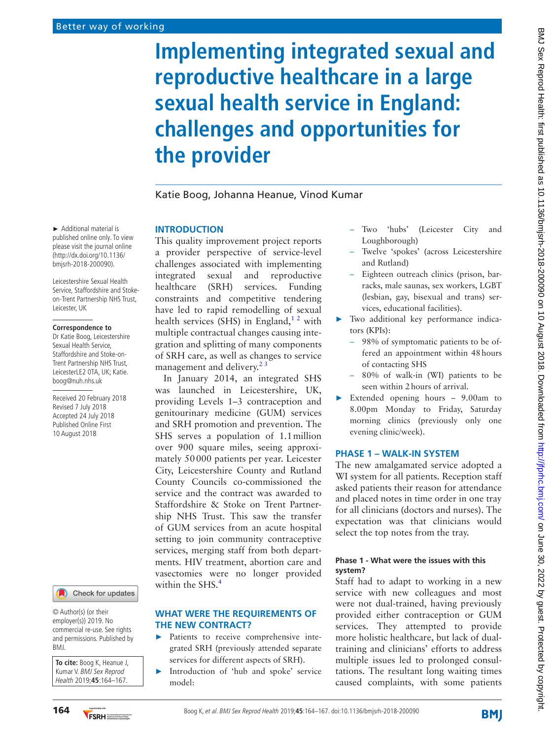# Implementing integrated sexual and reproductive healthcare in a large sexual health service in England: challenges and opportunities for the provider

Katie Boog, Johanna Heanue, Vinod Kumar

► Additional material is published online only. To view please visit the journal online (http://dx.doi.org/10.1136/bmjsrh-2018-200090).

Leicestershire Sexual Health Service, Staffordshire and Stoke-on-Trent Partnership NHS Trust, Leicester, UK

**Correspondence to**

Dr Katie Boog, Leicestershire Sexual Health Service, Staffordshire and Stoke-on-Trent Partnership NHS Trust, LeicesterLE2 0TA, UK; Katie.boog@nuh.nhs.uk

Received 20 February 2018
Revised 7 July 2018
Accepted 24 July 2018
Published Online First 10 August 2018

© Author(s) (or their employer(s)) 2019. No commercial re-use. See rights and permissions. Published by BMJ.

**To cite:** Boog K, Heanue J, Kumar V. *BMJ Sex Reprod Health* 2019;**45**:164–167.

## INTRODUCTION

This quality improvement project reports a provider perspective of service-level challenges associated with implementing integrated sexual and reproductive healthcare (SRH) services. Funding constraints and competitive tendering have led to rapid remodelling of sexual health services (SHS) in England,[1 2] with multiple contractual changes causing integration and splitting of many components of SRH care, as well as changes to service management and delivery.[2 3]

In January 2014, an integrated SHS was launched in Leicestershire, UK, providing Levels 1–3 contraception and genitourinary medicine (GUM) services and SRH promotion and prevention. The SHS serves a population of 1.1 million over 900 square miles, seeing approximately 50 000 patients per year. Leicester City, Leicestershire County and Rutland County Councils co-commissioned the service and the contract was awarded to Staffordshire & Stoke on Trent Partnership NHS Trust. This saw the transfer of GUM services from an acute hospital setting to join community contraceptive services, merging staff from both departments. HIV treatment, abortion care and vasectomies were no longer provided within the SHS.[4]

## WHAT WERE THE REQUIREMENTS OF THE NEW CONTRACT?

- Patients to receive comprehensive integrated SRH (previously attended separate services for different aspects of SRH).
- Introduction of 'hub and spoke' service model:
  - Two 'hubs' (Leicester City and Loughborough)
  - Twelve 'spokes' (across Leicestershire and Rutland)
  - Eighteen outreach clinics (prison, barracks, male saunas, sex workers, LGBT (lesbian, gay, bisexual and trans) services, educational facilities).
- Two additional key performance indicators (KPIs):
  - 98% of symptomatic patients to be offered an appointment within 48 hours of contacting SHS
  - 80% of walk-in (WI) patients to be seen within 2 hours of arrival.
- Extended opening hours – 9.00am to 8.00pm Monday to Friday, Saturday morning clinics (previously only one evening clinic/week).

## PHASE 1 – WALK-IN SYSTEM

The new amalgamated service adopted a WI system for all patients. Reception staff asked patients their reason for attendance and placed notes in time order in one tray for all clinicians (doctors and nurses). The expectation was that clinicians would select the top notes from the tray.

### Phase 1 - What were the issues with this system?

Staff had to adapt to working in a new service with new colleagues and most were not dual-trained, having previously provided either contraception or GUM services. They attempted to provide more holistic healthcare, but lack of dual-training and clinicians' efforts to address multiple issues led to prolonged consultations. The resultant long waiting times caused complaints, with some patients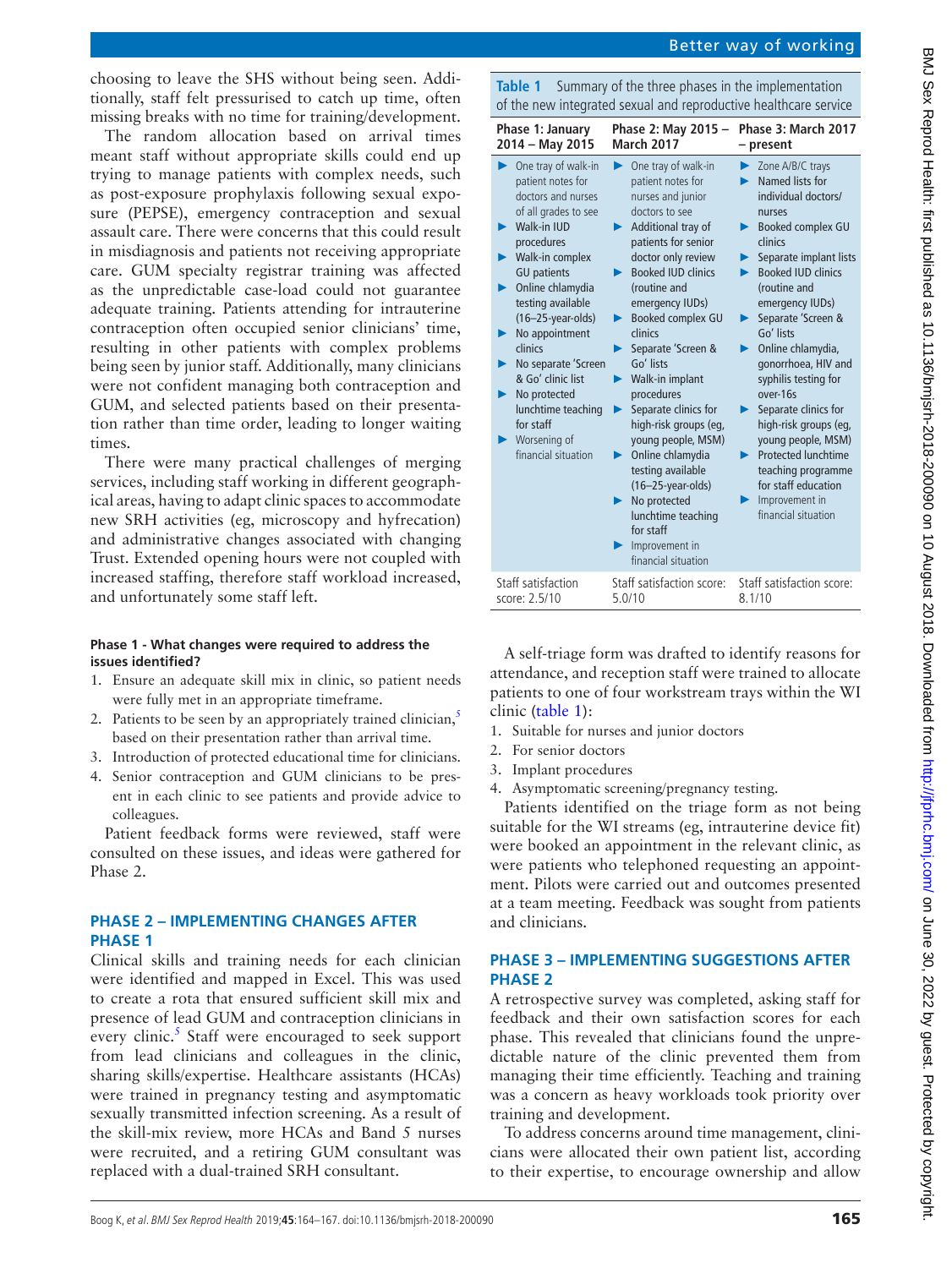choosing to leave the SHS without being seen. Additionally, staff felt pressurised to catch up time, often missing breaks with no time for training/development.

The random allocation based on arrival times meant staff without appropriate skills could end up trying to manage patients with complex needs, such as post-exposure prophylaxis following sexual exposure (PEPSE), emergency contraception and sexual assault care. There were concerns that this could result in misdiagnosis and patients not receiving appropriate care. GUM specialty registrar training was affected as the unpredictable case-load could not guarantee adequate training. Patients attending for intrauterine contraception often occupied senior clinicians' time, resulting in other patients with complex problems being seen by junior staff. Additionally, many clinicians were not confident managing both contraception and GUM, and selected patients based on their presentation rather than time order, leading to longer waiting times.

There were many practical challenges of merging services, including staff working in different geographical areas, having to adapt clinic spaces to accommodate new SRH activities (eg, microscopy and hyfrecation) and administrative changes associated with changing Trust. Extended opening hours were not coupled with increased staffing, therefore staff workload increased, and unfortunately some staff left.

#### Phase 1 - What changes were required to address the issues identified?

1. Ensure an adequate skill mix in clinic, so patient needs were fully met in an appropriate timeframe.
2. Patients to be seen by an appropriately trained clinician,[5] based on their presentation rather than arrival time.
3. Introduction of protected educational time for clinicians.
4. Senior contraception and GUM clinicians to be present in each clinic to see patients and provide advice to colleagues.

Patient feedback forms were reviewed, staff were consulted on these issues, and ideas were gathered for Phase 2.

## PHASE 2 – IMPLEMENTING CHANGES AFTER PHASE 1

Clinical skills and training needs for each clinician were identified and mapped in Excel. This was used to create a rota that ensured sufficient skill mix and presence of lead GUM and contraception clinicians in every clinic.[5] Staff were encouraged to seek support from lead clinicians and colleagues in the clinic, sharing skills/expertise. Healthcare assistants (HCAs) were trained in pregnancy testing and asymptomatic sexually transmitted infection screening. As a result of the skill-mix review, more HCAs and Band 5 nurses were recruited, and a retiring GUM consultant was replaced with a dual-trained SRH consultant.

**Table 1** Summary of the three phases in the implementation of the new integrated sexual and reproductive healthcare service

| Phase 1: January 2014 – May 2015 | Phase 2: May 2015 – March 2017 | Phase 3: March 2017 – present |
|---|---|---|
| ▶ One tray of walk-in patient notes for doctors and nurses of all grades to see<br>▶ Walk-in IUD procedures<br>▶ Walk-in complex GU patients<br>▶ Online chlamydia testing available (16–25-year-olds)<br>▶ No appointment clinics<br>▶ No separate 'Screen & Go' clinic list<br>▶ No protected lunchtime teaching for staff<br>▶ Worsening of financial situation | ▶ One tray of walk-in patient notes for nurses and junior doctors to see<br>▶ Additional tray of patients for senior doctor only review<br>▶ Booked IUD clinics (routine and emergency IUDs)<br>▶ Booked complex GU clinics<br>▶ Separate 'Screen & Go' lists<br>▶ Walk-in implant procedures<br>▶ Separate clinics for high-risk groups (eg, young people, MSM)<br>▶ Online chlamydia testing available (16–25-year-olds)<br>▶ No protected lunchtime teaching for staff<br>▶ Improvement in financial situation | ▶ Zone A/B/C trays<br>▶ Named lists for individual doctors/nurses<br>▶ Booked complex GU clinics<br>▶ Separate implant lists<br>▶ Booked IUD clinics (routine and emergency IUDs)<br>▶ Separate 'Screen & Go' lists<br>▶ Online chlamydia, gonorrhoea, HIV and syphilis testing for over-16s<br>▶ Separate clinics for high-risk groups (eg, young people, MSM)<br>▶ Protected lunchtime teaching programme for staff education<br>▶ Improvement in financial situation |
| Staff satisfaction score: 2.5/10 | Staff satisfaction score: 5.0/10 | Staff satisfaction score: 8.1/10 |

A self-triage form was drafted to identify reasons for attendance, and reception staff were trained to allocate patients to one of four workstream trays within the WI clinic (table 1):

1. Suitable for nurses and junior doctors
2. For senior doctors
3. Implant procedures
4. Asymptomatic screening/pregnancy testing.

Patients identified on the triage form as not being suitable for the WI streams (eg, intrauterine device fit) were booked an appointment in the relevant clinic, as were patients who telephoned requesting an appointment. Pilots were carried out and outcomes presented at a team meeting. Feedback was sought from patients and clinicians.

## PHASE 3 – IMPLEMENTING SUGGESTIONS AFTER PHASE 2

A retrospective survey was completed, asking staff for feedback and their own satisfaction scores for each phase. This revealed that clinicians found the unpredictable nature of the clinic prevented them from managing their time efficiently. Teaching and training was a concern as heavy workloads took priority over training and development.

To address concerns around time management, clinicians were allocated their own patient list, according to their expertise, to encourage ownership and allow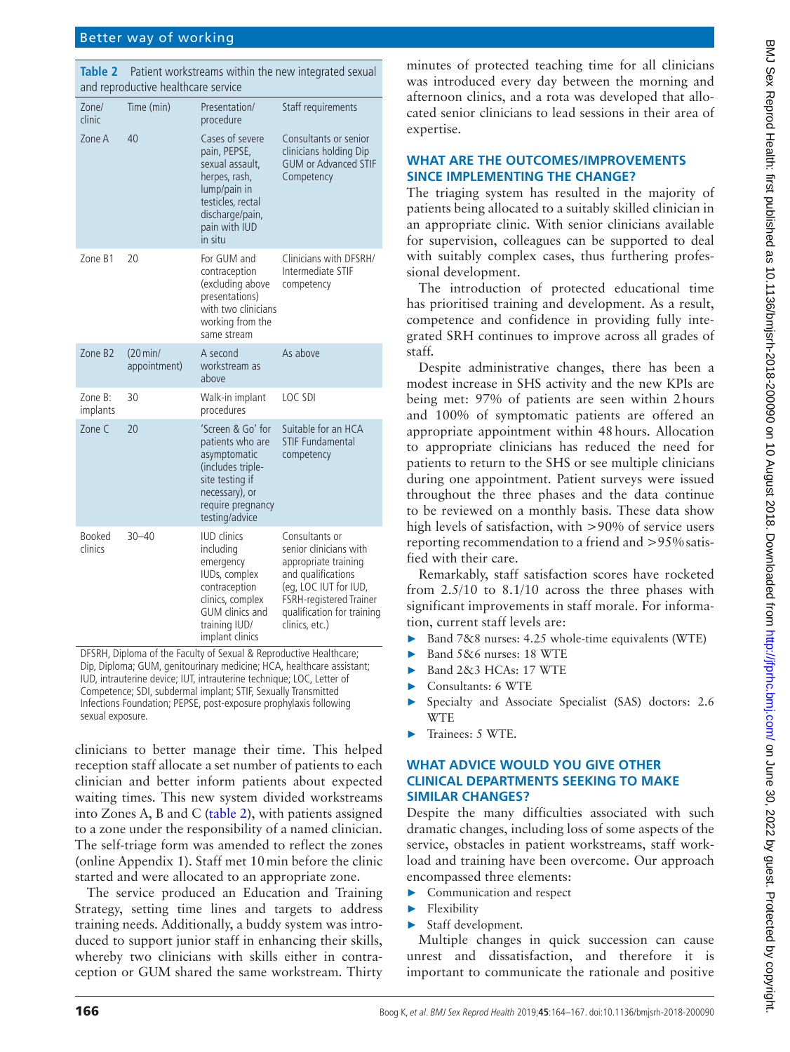**Table 2** Patient workstreams within the new integrated sexual and reproductive healthcare service

| Zone/clinic | Time (min) | Presentation/procedure | Staff requirements |
|---|---|---|---|
| Zone A | 40 | Cases of severe pain, PEPSE, sexual assault, herpes, rash, lump/pain in testicles, rectal discharge/pain, pain with IUD in situ | Consultants or senior clinicians holding Dip GUM or Advanced STIF Competency |
| Zone B1 | 20 | For GUM and contraception (excluding above presentations) with two clinicians working from the same stream | Clinicians with DFSRH/Intermediate STIF competency |
| Zone B2 | (20 min/appointment) | A second workstream as above | As above |
| Zone B: implants | 30 | Walk-in implant procedures | LOC SDI |
| Zone C | 20 | 'Screen & Go' for patients who are asymptomatic (includes triple-site testing if necessary), or require pregnancy testing/advice | Suitable for an HCA STIF Fundamental competency |
| Booked clinics | 30–40 | IUD clinics including emergency IUDs, complex contraception clinics, complex GUM clinics and training IUD/implant clinics | Consultants or senior clinicians with appropriate training and qualifications (eg, LOC IUT for IUD, FSRH-registered Trainer qualification for training clinics, etc.) |

DFSRH, Diploma of the Faculty of Sexual & Reproductive Healthcare; Dip, Diploma; GUM, genitourinary medicine; HCA, healthcare assistant; IUD, intrauterine device; IUT, intrauterine technique; LOC, Letter of Competence; SDI, subdermal implant; STIF, Sexually Transmitted Infections Foundation; PEPSE, post-exposure prophylaxis following sexual exposure.

clinicians to better manage their time. This helped reception staff allocate a set number of patients to each clinician and better inform patients about expected waiting times. This new system divided workstreams into Zones A, B and C (table 2), with patients assigned to a zone under the responsibility of a named clinician. The self-triage form was amended to reflect the zones (online Appendix 1). Staff met 10 min before the clinic started and were allocated to an appropriate zone.

The service produced an Education and Training Strategy, setting time lines and targets to address training needs. Additionally, a buddy system was introduced to support junior staff in enhancing their skills, whereby two clinicians with skills either in contraception or GUM shared the same workstream. Thirty minutes of protected teaching time for all clinicians was introduced every day between the morning and afternoon clinics, and a rota was developed that allocated senior clinicians to lead sessions in their area of expertise.

## WHAT ARE THE OUTCOMES/IMPROVEMENTS SINCE IMPLEMENTING THE CHANGE?

The triaging system has resulted in the majority of patients being allocated to a suitably skilled clinician in an appropriate clinic. With senior clinicians available for supervision, colleagues can be supported to deal with suitably complex cases, thus furthering professional development.

The introduction of protected educational time has prioritised training and development. As a result, competence and confidence in providing fully integrated SRH continues to improve across all grades of staff.

Despite administrative changes, there has been a modest increase in SHS activity and the new KPIs are being met: 97% of patients are seen within 2 hours and 100% of symptomatic patients are offered an appropriate appointment within 48 hours. Allocation to appropriate clinicians has reduced the need for patients to return to the SHS or see multiple clinicians during one appointment. Patient surveys were issued throughout the three phases and the data continue to be reviewed on a monthly basis. These data show high levels of satisfaction, with >90% of service users reporting recommendation to a friend and >95% satisfied with their care.

Remarkably, staff satisfaction scores have rocketed from 2.5/10 to 8.1/10 across the three phases with significant improvements in staff morale. For information, current staff levels are:

- Band 7&8 nurses: 4.25 whole-time equivalents (WTE)
- Band 5&6 nurses: 18 WTE
- Band 2&3 HCAs: 17 WTE
- Consultants: 6 WTE
- Specialty and Associate Specialist (SAS) doctors: 2.6 WTE
- Trainees: 5 WTE.

## WHAT ADVICE WOULD YOU GIVE OTHER CLINICAL DEPARTMENTS SEEKING TO MAKE SIMILAR CHANGES?

Despite the many difficulties associated with such dramatic changes, including loss of some aspects of the service, obstacles in patient workstreams, staff workload and training have been overcome. Our approach encompassed three elements:

- Communication and respect
- Flexibility
- Staff development.

Multiple changes in quick succession can cause unrest and dissatisfaction, and therefore it is important to communicate the rationale and positive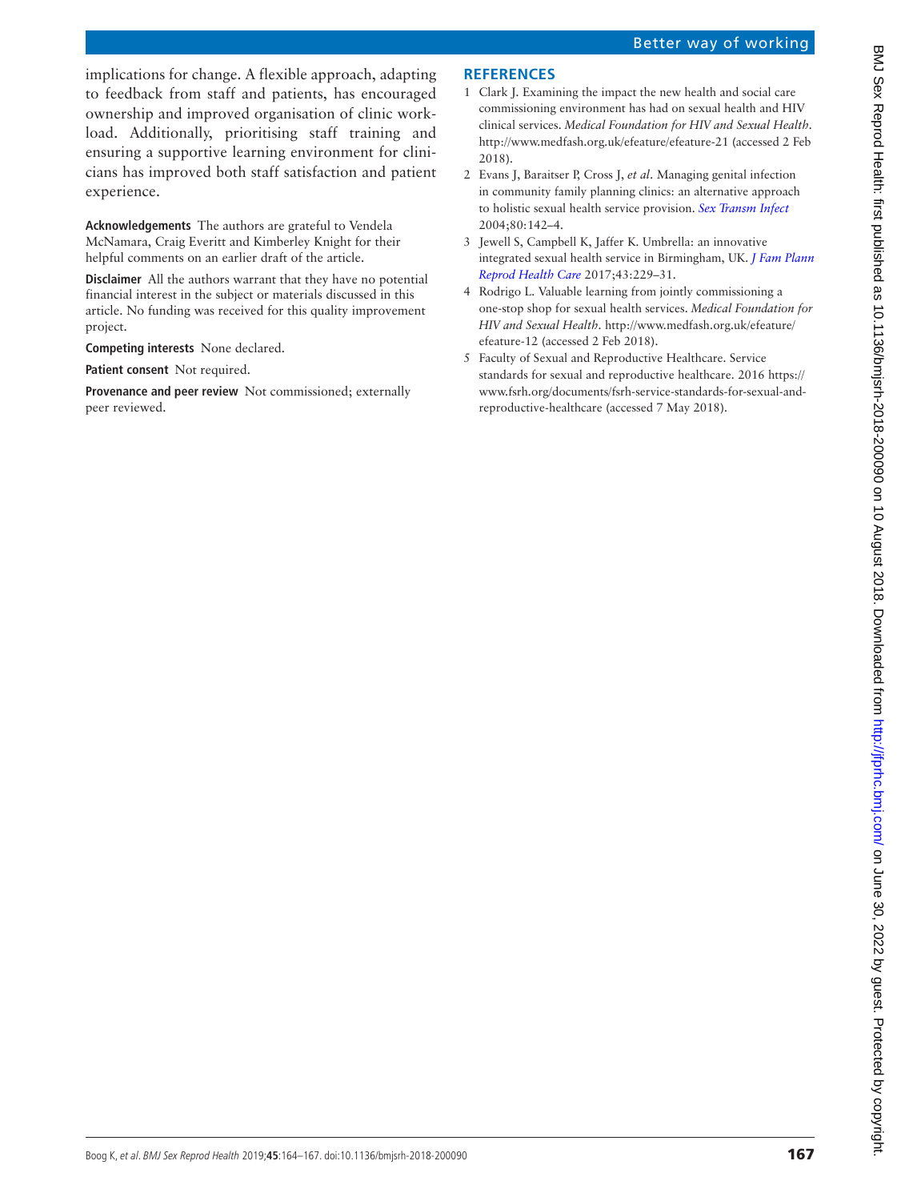implications for change. A flexible approach, adapting to feedback from staff and patients, has encouraged ownership and improved organisation of clinic workload. Additionally, prioritising staff training and ensuring a supportive learning environment for clinicians has improved both staff satisfaction and patient experience.

**Acknowledgements** The authors are grateful to Vendela McNamara, Craig Everitt and Kimberley Knight for their helpful comments on an earlier draft of the article.

**Disclaimer** All the authors warrant that they have no potential financial interest in the subject or materials discussed in this article. No funding was received for this quality improvement project.

**Competing interests** None declared.

**Patient consent** Not required.

**Provenance and peer review** Not commissioned; externally peer reviewed.

## REFERENCES

1. Clark J. Examining the impact the new health and social care commissioning environment has had on sexual health and HIV clinical services. *Medical Foundation for HIV and Sexual Health*. http://www.medfash.org.uk/efeature/efeature-21 (accessed 2 Feb 2018).
2. Evans J, Baraitser P, Cross J, *et al*. Managing genital infection in community family planning clinics: an alternative approach to holistic sexual health service provision. *Sex Transm Infect* 2004;80:142–4.
3. Jewell S, Campbell K, Jaffer K. Umbrella: an innovative integrated sexual health service in Birmingham, UK. *J Fam Plann Reprod Health Care* 2017;43:229–31.
4. Rodrigo L. Valuable learning from jointly commissioning a one-stop shop for sexual health services. *Medical Foundation for HIV and Sexual Health*. http://www.medfash.org.uk/efeature/efeature-12 (accessed 2 Feb 2018).
5. Faculty of Sexual and Reproductive Healthcare. Service standards for sexual and reproductive healthcare. 2016 https://www.fsrh.org/documents/fsrh-service-standards-for-sexual-and-reproductive-healthcare (accessed 7 May 2018).